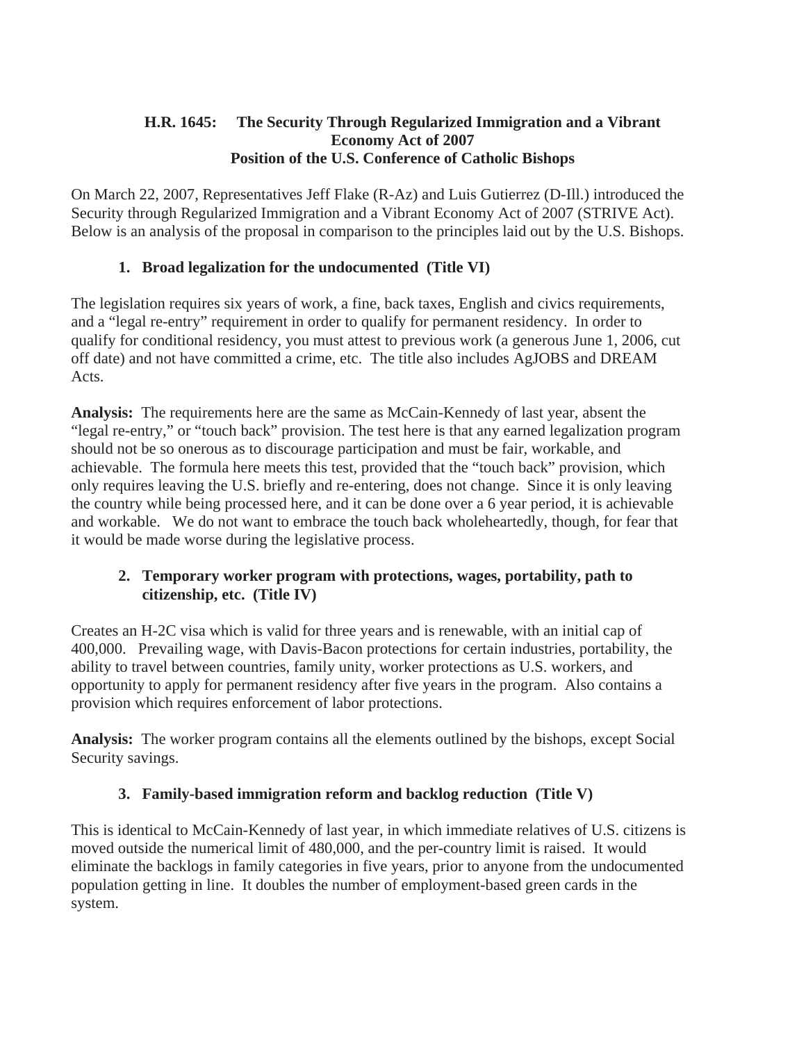**H.R. 1645: The Security Through Regularized Immigration and a Vibrant Economy Act of 2007**
**Position of the U.S. Conference of Catholic Bishops**

On March 22, 2007, Representatives Jeff Flake (R-Az) and Luis Gutierrez (D-Ill.) introduced the Security through Regularized Immigration and a Vibrant Economy Act of 2007 (STRIVE Act). Below is an analysis of the proposal in comparison to the principles laid out by the U.S. Bishops.

1. **Broad legalization for the undocumented (Title VI)**

The legislation requires six years of work, a fine, back taxes, English and civics requirements, and a "legal re-entry" requirement in order to qualify for permanent residency. In order to qualify for conditional residency, you must attest to previous work (a generous June 1, 2006, cut off date) and not have committed a crime, etc. The title also includes AgJOBS and DREAM Acts.

**Analysis:** The requirements here are the same as McCain-Kennedy of last year, absent the "legal re-entry," or "touch back" provision. The test here is that any earned legalization program should not be so onerous as to discourage participation and must be fair, workable, and achievable. The formula here meets this test, provided that the "touch back" provision, which only requires leaving the U.S. briefly and re-entering, does not change. Since it is only leaving the country while being processed here, and it can be done over a 6 year period, it is achievable and workable. We do not want to embrace the touch back wholeheartedly, though, for fear that it would be made worse during the legislative process.

2. **Temporary worker program with protections, wages, portability, path to citizenship, etc. (Title IV)**

Creates an H-2C visa which is valid for three years and is renewable, with an initial cap of 400,000. Prevailing wage, with Davis-Bacon protections for certain industries, portability, the ability to travel between countries, family unity, worker protections as U.S. workers, and opportunity to apply for permanent residency after five years in the program. Also contains a provision which requires enforcement of labor protections.

**Analysis:** The worker program contains all the elements outlined by the bishops, except Social Security savings.

3. **Family-based immigration reform and backlog reduction (Title V)**

This is identical to McCain-Kennedy of last year, in which immediate relatives of U.S. citizens is moved outside the numerical limit of 480,000, and the per-country limit is raised. It would eliminate the backlogs in family categories in five years, prior to anyone from the undocumented population getting in line. It doubles the number of employment-based green cards in the system.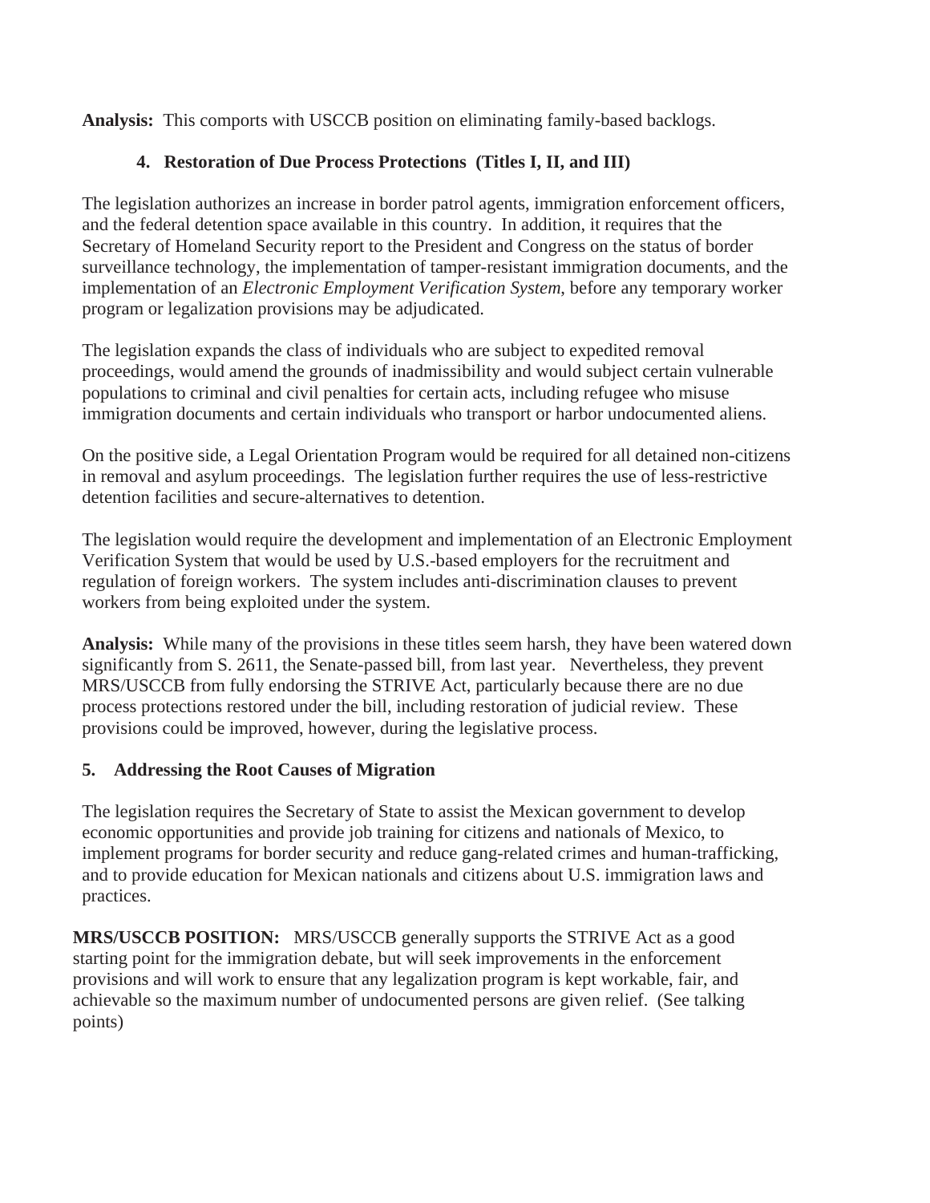**Analysis:** This comports with USCCB position on eliminating family-based backlogs.

**4. Restoration of Due Process Protections (Titles I, II, and III)**

The legislation authorizes an increase in border patrol agents, immigration enforcement officers, and the federal detention space available in this country. In addition, it requires that the Secretary of Homeland Security report to the President and Congress on the status of border surveillance technology, the implementation of tamper-resistant immigration documents, and the implementation of an *Electronic Employment Verification System*, before any temporary worker program or legalization provisions may be adjudicated.

The legislation expands the class of individuals who are subject to expedited removal proceedings, would amend the grounds of inadmissibility and would subject certain vulnerable populations to criminal and civil penalties for certain acts, including refugee who misuse immigration documents and certain individuals who transport or harbor undocumented aliens.

On the positive side, a Legal Orientation Program would be required for all detained non-citizens in removal and asylum proceedings. The legislation further requires the use of less-restrictive detention facilities and secure-alternatives to detention.

The legislation would require the development and implementation of an Electronic Employment Verification System that would be used by U.S.-based employers for the recruitment and regulation of foreign workers. The system includes anti-discrimination clauses to prevent workers from being exploited under the system.

**Analysis:** While many of the provisions in these titles seem harsh, they have been watered down significantly from S. 2611, the Senate-passed bill, from last year. Nevertheless, they prevent MRS/USCCB from fully endorsing the STRIVE Act, particularly because there are no due process protections restored under the bill, including restoration of judicial review. These provisions could be improved, however, during the legislative process.

**5. Addressing the Root Causes of Migration**

The legislation requires the Secretary of State to assist the Mexican government to develop economic opportunities and provide job training for citizens and nationals of Mexico, to implement programs for border security and reduce gang-related crimes and human-trafficking, and to provide education for Mexican nationals and citizens about U.S. immigration laws and practices.

**MRS/USCCB POSITION:** MRS/USCCB generally supports the STRIVE Act as a good starting point for the immigration debate, but will seek improvements in the enforcement provisions and will work to ensure that any legalization program is kept workable, fair, and achievable so the maximum number of undocumented persons are given relief. (See talking points)